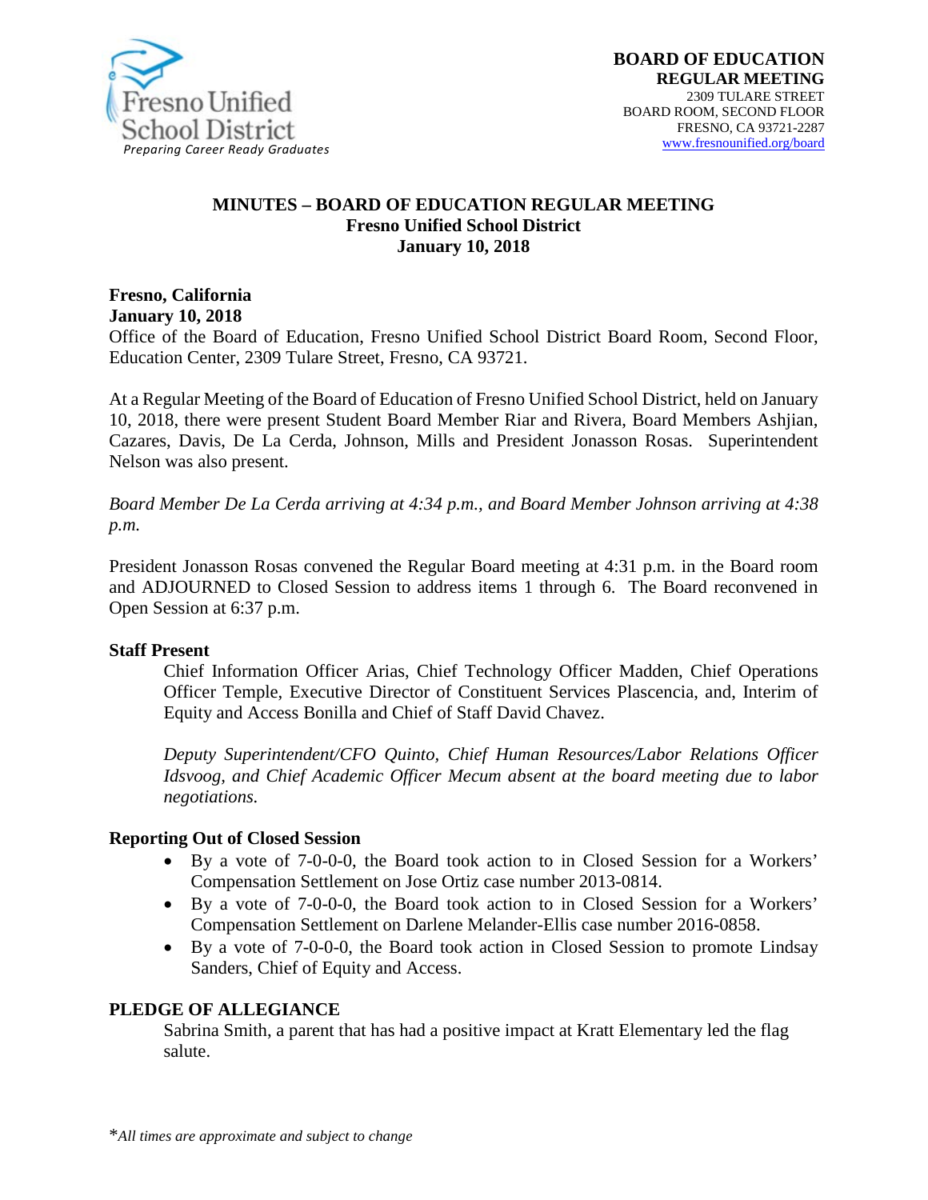Fresno Unified School District
*Preparing Career Ready Graduates*

**BOARD OF EDUCATION**
**REGULAR MEETING**
2309 TULARE STREET
BOARD ROOM, SECOND FLOOR
FRESNO, CA 93721-2287
www.fresnounified.org/board

## MINUTES – BOARD OF EDUCATION REGULAR MEETING
**Fresno Unified School District**
**January 10, 2018**

**Fresno, California**
**January 10, 2018**
Office of the Board of Education, Fresno Unified School District Board Room, Second Floor, Education Center, 2309 Tulare Street, Fresno, CA 93721.

At a Regular Meeting of the Board of Education of Fresno Unified School District, held on January 10, 2018, there were present Student Board Member Riar and Rivera, Board Members Ashjian, Cazares, Davis, De La Cerda, Johnson, Mills and President Jonasson Rosas. Superintendent Nelson was also present.

*Board Member De La Cerda arriving at 4:34 p.m., and Board Member Johnson arriving at 4:38 p.m.*

President Jonasson Rosas convened the Regular Board meeting at 4:31 p.m. in the Board room and ADJOURNED to Closed Session to address items 1 through 6. The Board reconvened in Open Session at 6:37 p.m.

**Staff Present**

Chief Information Officer Arias, Chief Technology Officer Madden, Chief Operations Officer Temple, Executive Director of Constituent Services Plascencia, and, Interim of Equity and Access Bonilla and Chief of Staff David Chavez.

*Deputy Superintendent/CFO Quinto, Chief Human Resources/Labor Relations Officer Idsvoog, and Chief Academic Officer Mecum absent at the board meeting due to labor negotiations.*

**Reporting Out of Closed Session**

- By a vote of 7-0-0-0, the Board took action to in Closed Session for a Workers' Compensation Settlement on Jose Ortiz case number 2013-0814.
- By a vote of 7-0-0-0, the Board took action to in Closed Session for a Workers' Compensation Settlement on Darlene Melander-Ellis case number 2016-0858.
- By a vote of 7-0-0-0, the Board took action in Closed Session to promote Lindsay Sanders, Chief of Equity and Access.

**PLEDGE OF ALLEGIANCE**

Sabrina Smith, a parent that has had a positive impact at Kratt Elementary led the flag salute.

\**All times are approximate and subject to change*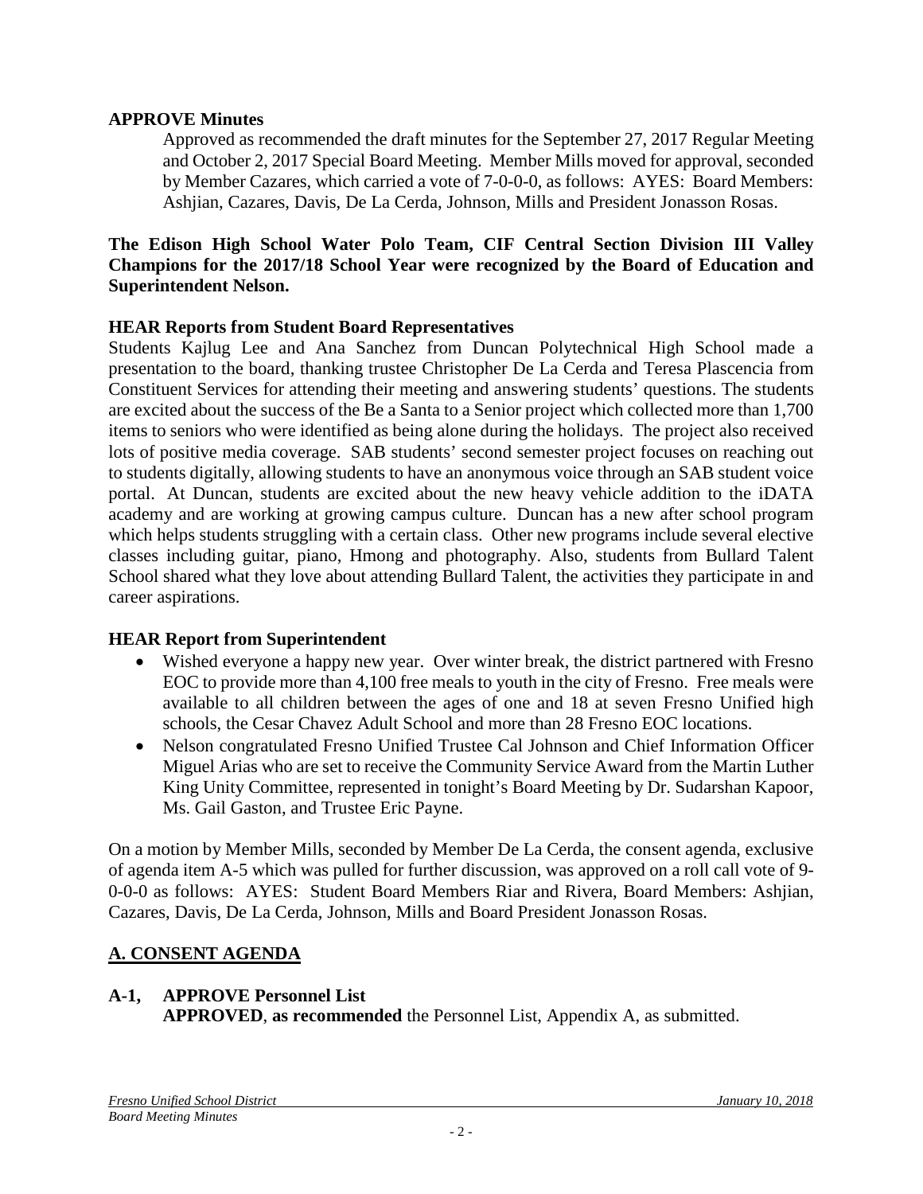**APPROVE Minutes**

Approved as recommended the draft minutes for the September 27, 2017 Regular Meeting and October 2, 2017 Special Board Meeting. Member Mills moved for approval, seconded by Member Cazares, which carried a vote of 7-0-0-0, as follows: AYES: Board Members: Ashjian, Cazares, Davis, De La Cerda, Johnson, Mills and President Jonasson Rosas.

**The Edison High School Water Polo Team, CIF Central Section Division III Valley Champions for the 2017/18 School Year were recognized by the Board of Education and Superintendent Nelson.**

**HEAR Reports from Student Board Representatives**

Students Kajlug Lee and Ana Sanchez from Duncan Polytechnical High School made a presentation to the board, thanking trustee Christopher De La Cerda and Teresa Plascencia from Constituent Services for attending their meeting and answering students' questions. The students are excited about the success of the Be a Santa to a Senior project which collected more than 1,700 items to seniors who were identified as being alone during the holidays. The project also received lots of positive media coverage. SAB students' second semester project focuses on reaching out to students digitally, allowing students to have an anonymous voice through an SAB student voice portal. At Duncan, students are excited about the new heavy vehicle addition to the iDATA academy and are working at growing campus culture. Duncan has a new after school program which helps students struggling with a certain class. Other new programs include several elective classes including guitar, piano, Hmong and photography. Also, students from Bullard Talent School shared what they love about attending Bullard Talent, the activities they participate in and career aspirations.

**HEAR Report from Superintendent**

- Wished everyone a happy new year. Over winter break, the district partnered with Fresno EOC to provide more than 4,100 free meals to youth in the city of Fresno. Free meals were available to all children between the ages of one and 18 at seven Fresno Unified high schools, the Cesar Chavez Adult School and more than 28 Fresno EOC locations.
- Nelson congratulated Fresno Unified Trustee Cal Johnson and Chief Information Officer Miguel Arias who are set to receive the Community Service Award from the Martin Luther King Unity Committee, represented in tonight's Board Meeting by Dr. Sudarshan Kapoor, Ms. Gail Gaston, and Trustee Eric Payne.

On a motion by Member Mills, seconded by Member De La Cerda, the consent agenda, exclusive of agenda item A-5 which was pulled for further discussion, was approved on a roll call vote of 9-0-0-0 as follows: AYES: Student Board Members Riar and Rivera, Board Members: Ashjian, Cazares, Davis, De La Cerda, Johnson, Mills and Board President Jonasson Rosas.

## A. CONSENT AGENDA

**A-1, APPROVE Personnel List**

**APPROVED**, **as recommended** the Personnel List, Appendix A, as submitted.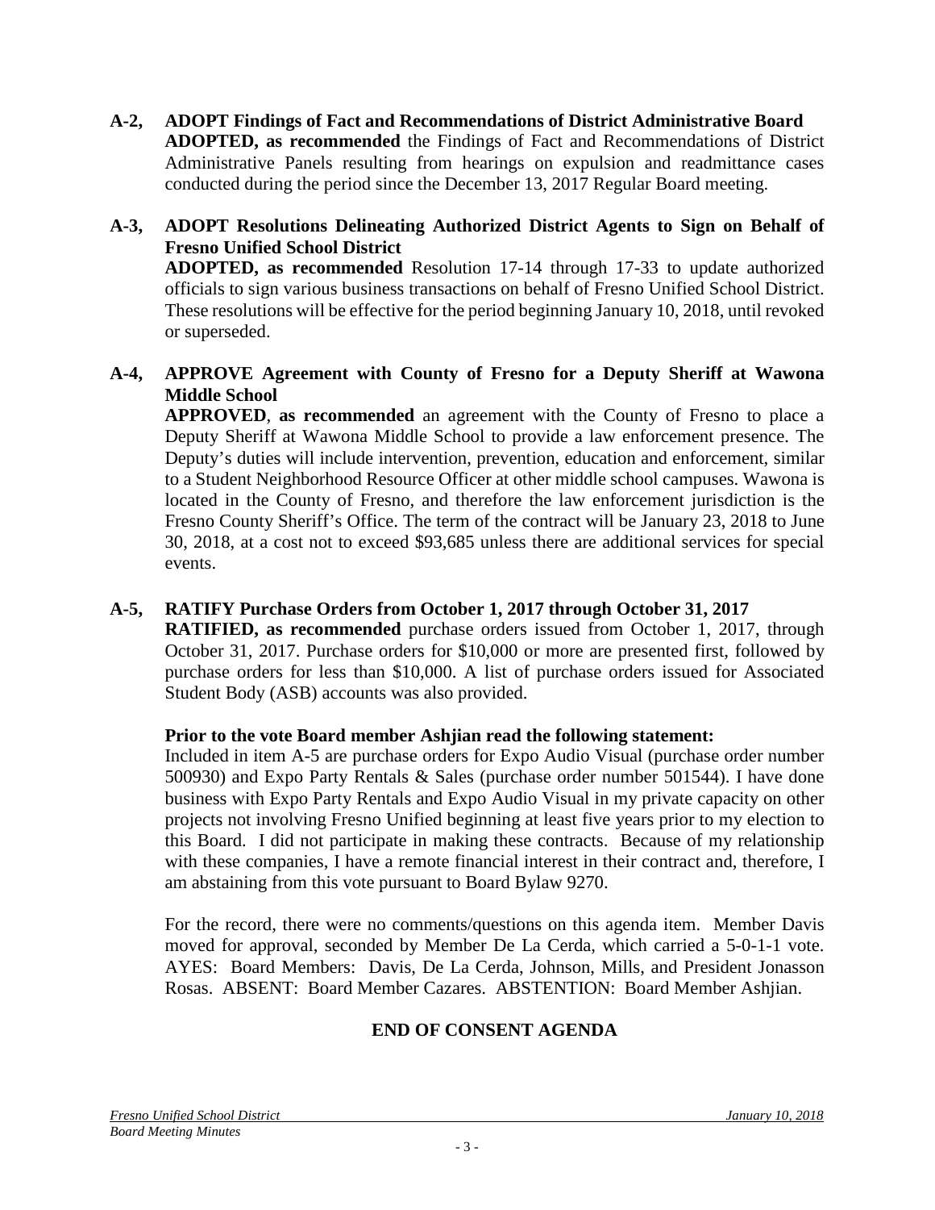**A-2, ADOPT Findings of Fact and Recommendations of District Administrative Board**
**ADOPTED, as recommended** the Findings of Fact and Recommendations of District Administrative Panels resulting from hearings on expulsion and readmittance cases conducted during the period since the December 13, 2017 Regular Board meeting.

**A-3, ADOPT Resolutions Delineating Authorized District Agents to Sign on Behalf of Fresno Unified School District**
**ADOPTED, as recommended** Resolution 17-14 through 17-33 to update authorized officials to sign various business transactions on behalf of Fresno Unified School District. These resolutions will be effective for the period beginning January 10, 2018, until revoked or superseded.

**A-4, APPROVE Agreement with County of Fresno for a Deputy Sheriff at Wawona Middle School**
**APPROVED**, **as recommended** an agreement with the County of Fresno to place a Deputy Sheriff at Wawona Middle School to provide a law enforcement presence. The Deputy's duties will include intervention, prevention, education and enforcement, similar to a Student Neighborhood Resource Officer at other middle school campuses. Wawona is located in the County of Fresno, and therefore the law enforcement jurisdiction is the Fresno County Sheriff's Office. The term of the contract will be January 23, 2018 to June 30, 2018, at a cost not to exceed $93,685 unless there are additional services for special events.

**A-5, RATIFY Purchase Orders from October 1, 2017 through October 31, 2017**
**RATIFIED, as recommended** purchase orders issued from October 1, 2017, through October 31, 2017. Purchase orders for $10,000 or more are presented first, followed by purchase orders for less than $10,000. A list of purchase orders issued for Associated Student Body (ASB) accounts was also provided.

**Prior to the vote Board member Ashjian read the following statement:**
Included in item A-5 are purchase orders for Expo Audio Visual (purchase order number 500930) and Expo Party Rentals & Sales (purchase order number 501544). I have done business with Expo Party Rentals and Expo Audio Visual in my private capacity on other projects not involving Fresno Unified beginning at least five years prior to my election to this Board. I did not participate in making these contracts. Because of my relationship with these companies, I have a remote financial interest in their contract and, therefore, I am abstaining from this vote pursuant to Board Bylaw 9270.

For the record, there were no comments/questions on this agenda item. Member Davis moved for approval, seconded by Member De La Cerda, which carried a 5-0-1-1 vote. AYES: Board Members: Davis, De La Cerda, Johnson, Mills, and President Jonasson Rosas. ABSENT: Board Member Cazares. ABSTENTION: Board Member Ashjian.

**END OF CONSENT AGENDA**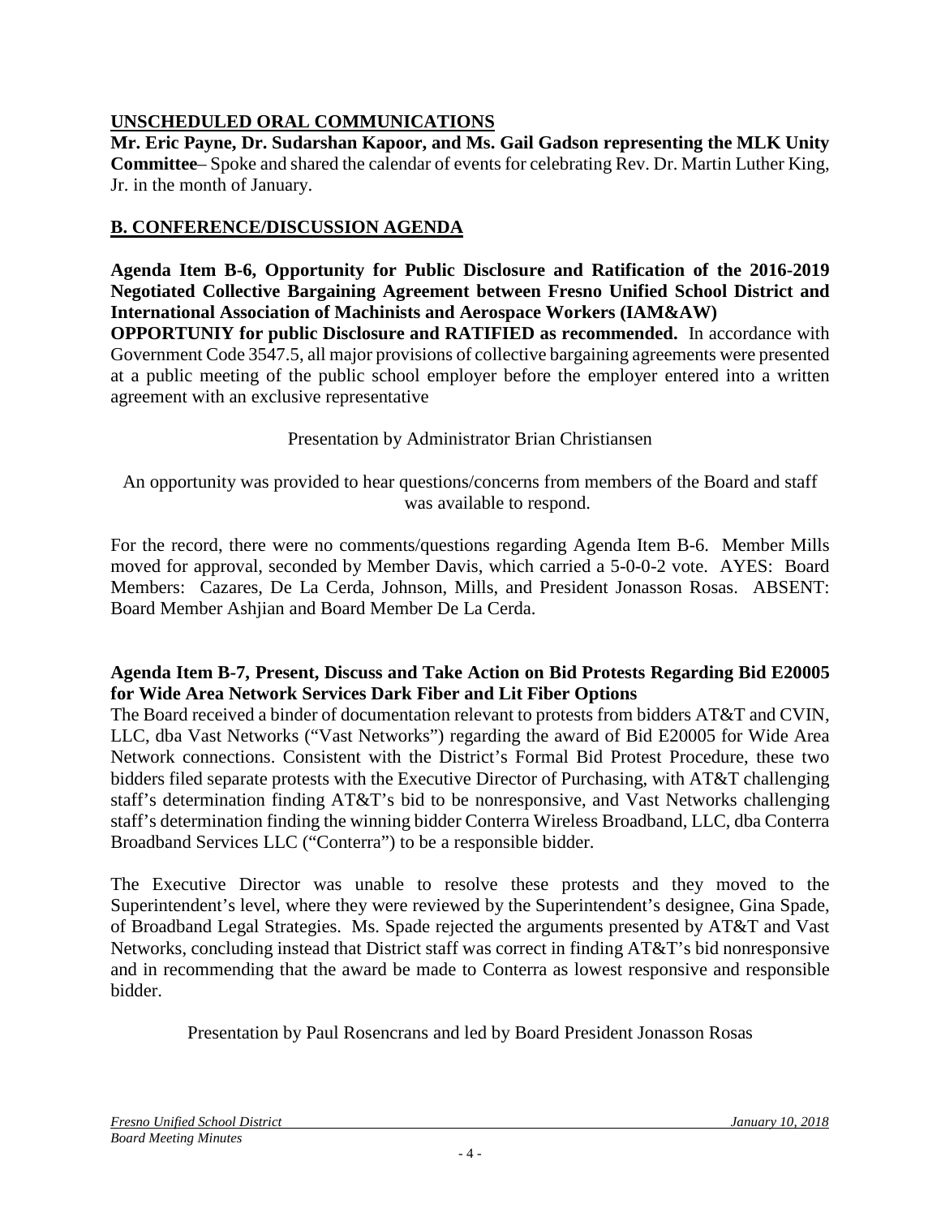## UNSCHEDULED ORAL COMMUNICATIONS

**Mr. Eric Payne, Dr. Sudarshan Kapoor, and Ms. Gail Gadson representing the MLK Unity Committee**– Spoke and shared the calendar of events for celebrating Rev. Dr. Martin Luther King, Jr. in the month of January.

## B. CONFERENCE/DISCUSSION AGENDA

**Agenda Item B-6, Opportunity for Public Disclosure and Ratification of the 2016-2019 Negotiated Collective Bargaining Agreement between Fresno Unified School District and International Association of Machinists and Aerospace Workers (IAM&AW)**

**OPPORTUNIY for public Disclosure and RATIFIED as recommended.** In accordance with Government Code 3547.5, all major provisions of collective bargaining agreements were presented at a public meeting of the public school employer before the employer entered into a written agreement with an exclusive representative

Presentation by Administrator Brian Christiansen

An opportunity was provided to hear questions/concerns from members of the Board and staff was available to respond.

For the record, there were no comments/questions regarding Agenda Item B-6. Member Mills moved for approval, seconded by Member Davis, which carried a 5-0-0-2 vote. AYES: Board Members: Cazares, De La Cerda, Johnson, Mills, and President Jonasson Rosas. ABSENT: Board Member Ashjian and Board Member De La Cerda.

**Agenda Item B-7, Present, Discuss and Take Action on Bid Protests Regarding Bid E20005 for Wide Area Network Services Dark Fiber and Lit Fiber Options**

The Board received a binder of documentation relevant to protests from bidders AT&T and CVIN, LLC, dba Vast Networks ("Vast Networks") regarding the award of Bid E20005 for Wide Area Network connections. Consistent with the District's Formal Bid Protest Procedure, these two bidders filed separate protests with the Executive Director of Purchasing, with AT&T challenging staff's determination finding AT&T's bid to be nonresponsive, and Vast Networks challenging staff's determination finding the winning bidder Conterra Wireless Broadband, LLC, dba Conterra Broadband Services LLC ("Conterra") to be a responsible bidder.

The Executive Director was unable to resolve these protests and they moved to the Superintendent's level, where they were reviewed by the Superintendent's designee, Gina Spade, of Broadband Legal Strategies. Ms. Spade rejected the arguments presented by AT&T and Vast Networks, concluding instead that District staff was correct in finding AT&T's bid nonresponsive and in recommending that the award be made to Conterra as lowest responsive and responsible bidder.

Presentation by Paul Rosencrans and led by Board President Jonasson Rosas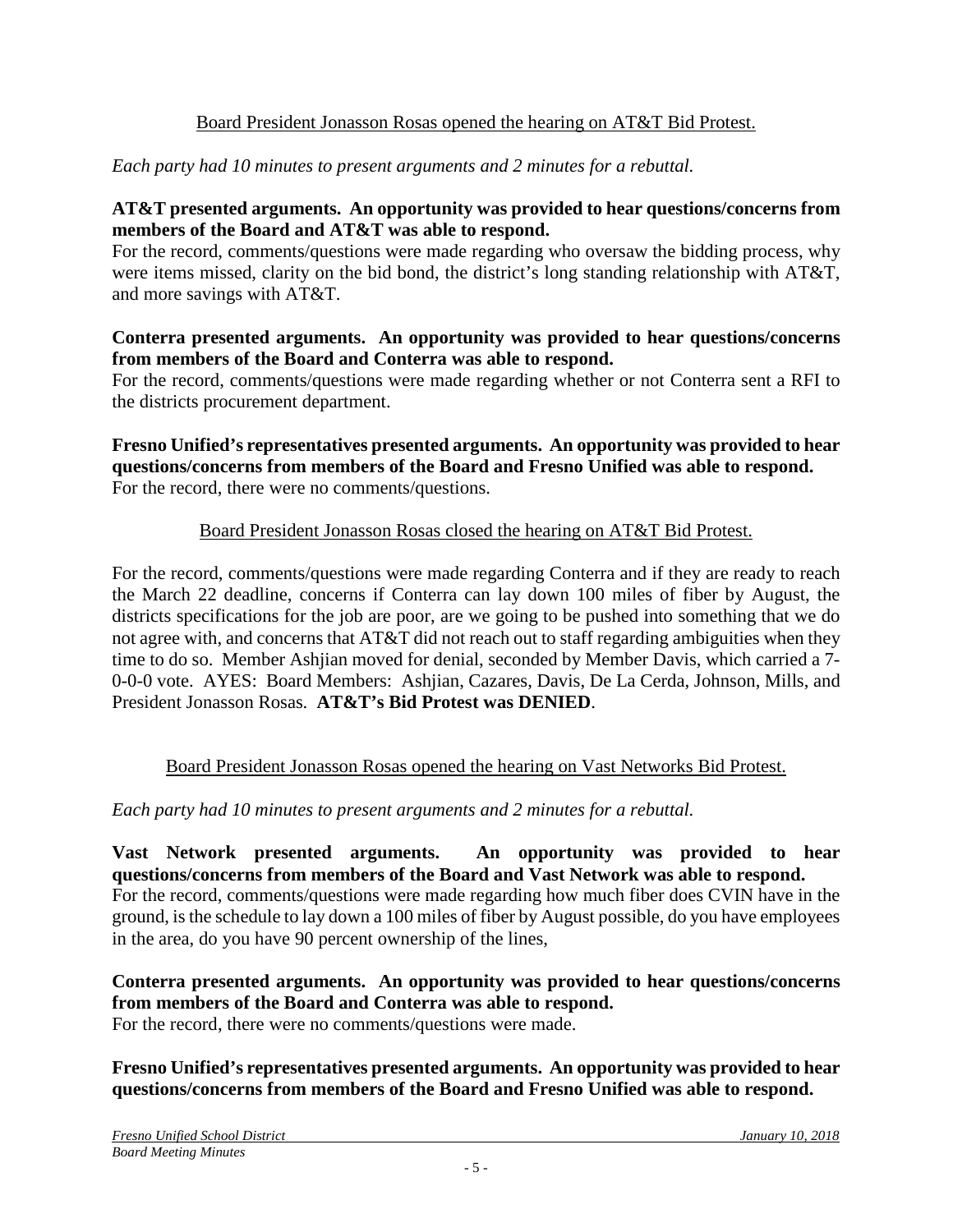Board President Jonasson Rosas opened the hearing on AT&T Bid Protest.

*Each party had 10 minutes to present arguments and 2 minutes for a rebuttal.*

**AT&T presented arguments. An opportunity was provided to hear questions/concerns from members of the Board and AT&T was able to respond.**
For the record, comments/questions were made regarding who oversaw the bidding process, why were items missed, clarity on the bid bond, the district's long standing relationship with AT&T, and more savings with AT&T.

**Conterra presented arguments. An opportunity was provided to hear questions/concerns from members of the Board and Conterra was able to respond.**
For the record, comments/questions were made regarding whether or not Conterra sent a RFI to the districts procurement department.

**Fresno Unified's representatives presented arguments. An opportunity was provided to hear questions/concerns from members of the Board and Fresno Unified was able to respond.**
For the record, there were no comments/questions.

Board President Jonasson Rosas closed the hearing on AT&T Bid Protest.

For the record, comments/questions were made regarding Conterra and if they are ready to reach the March 22 deadline, concerns if Conterra can lay down 100 miles of fiber by August, the districts specifications for the job are poor, are we going to be pushed into something that we do not agree with, and concerns that AT&T did not reach out to staff regarding ambiguities when they time to do so. Member Ashjian moved for denial, seconded by Member Davis, which carried a 7-0-0-0 vote. AYES: Board Members: Ashjian, Cazares, Davis, De La Cerda, Johnson, Mills, and President Jonasson Rosas. **AT&T's Bid Protest was DENIED**.

Board President Jonasson Rosas opened the hearing on Vast Networks Bid Protest.

*Each party had 10 minutes to present arguments and 2 minutes for a rebuttal.*

**Vast Network presented arguments. An opportunity was provided to hear questions/concerns from members of the Board and Vast Network was able to respond.**
For the record, comments/questions were made regarding how much fiber does CVIN have in the ground, is the schedule to lay down a 100 miles of fiber by August possible, do you have employees in the area, do you have 90 percent ownership of the lines,

**Conterra presented arguments. An opportunity was provided to hear questions/concerns from members of the Board and Conterra was able to respond.**
For the record, there were no comments/questions were made.

**Fresno Unified's representatives presented arguments. An opportunity was provided to hear questions/concerns from members of the Board and Fresno Unified was able to respond.**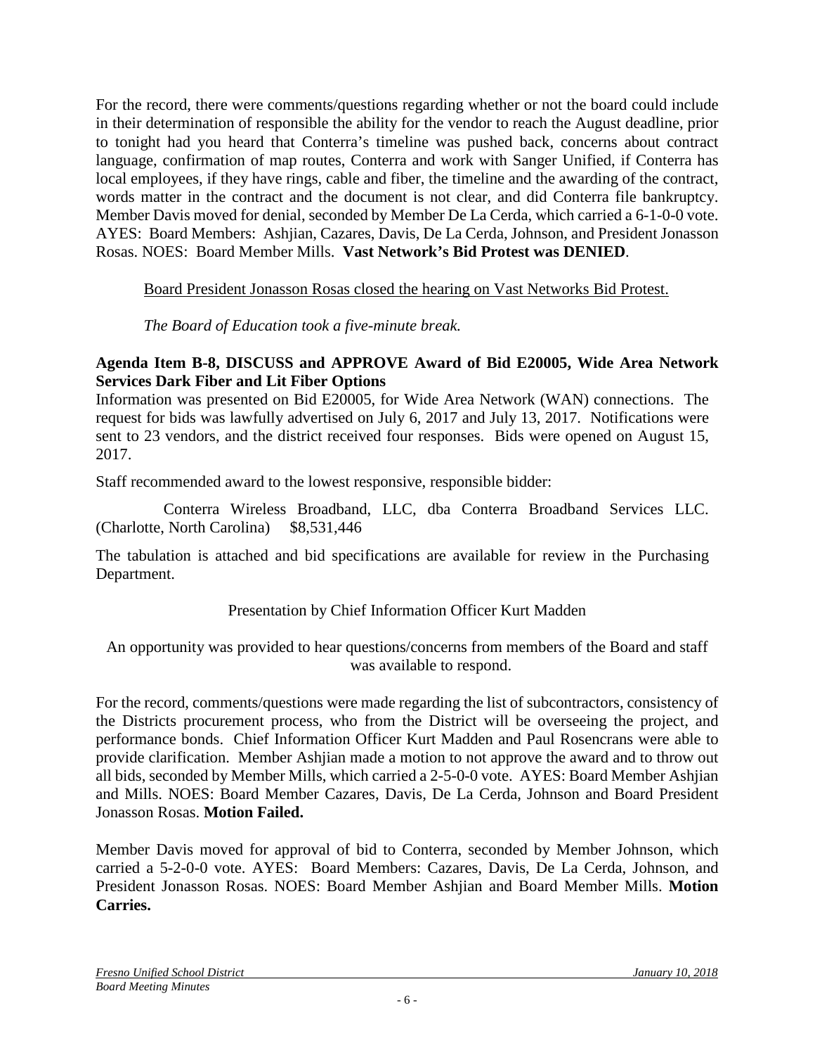For the record, there were comments/questions regarding whether or not the board could include in their determination of responsible the ability for the vendor to reach the August deadline, prior to tonight had you heard that Conterra's timeline was pushed back, concerns about contract language, confirmation of map routes, Conterra and work with Sanger Unified, if Conterra has local employees, if they have rings, cable and fiber, the timeline and the awarding of the contract, words matter in the contract and the document is not clear, and did Conterra file bankruptcy. Member Davis moved for denial, seconded by Member De La Cerda, which carried a 6-1-0-0 vote. AYES: Board Members: Ashjian, Cazares, Davis, De La Cerda, Johnson, and President Jonasson Rosas. NOES: Board Member Mills. **Vast Network's Bid Protest was DENIED**.

<u>Board President Jonasson Rosas closed the hearing on Vast Networks Bid Protest.</u>

*The Board of Education took a five-minute break.*

**Agenda Item B-8, DISCUSS and APPROVE Award of Bid E20005, Wide Area Network Services Dark Fiber and Lit Fiber Options**

Information was presented on Bid E20005, for Wide Area Network (WAN) connections. The request for bids was lawfully advertised on July 6, 2017 and July 13, 2017. Notifications were sent to 23 vendors, and the district received four responses. Bids were opened on August 15, 2017.

Staff recommended award to the lowest responsive, responsible bidder:

Conterra Wireless Broadband, LLC, dba Conterra Broadband Services LLC. (Charlotte, North Carolina) $8,531,446

The tabulation is attached and bid specifications are available for review in the Purchasing Department.

Presentation by Chief Information Officer Kurt Madden

An opportunity was provided to hear questions/concerns from members of the Board and staff was available to respond.

For the record, comments/questions were made regarding the list of subcontractors, consistency of the Districts procurement process, who from the District will be overseeing the project, and performance bonds. Chief Information Officer Kurt Madden and Paul Rosencrans were able to provide clarification. Member Ashjian made a motion to not approve the award and to throw out all bids, seconded by Member Mills, which carried a 2-5-0-0 vote. AYES: Board Member Ashjian and Mills. NOES: Board Member Cazares, Davis, De La Cerda, Johnson and Board President Jonasson Rosas. **Motion Failed.**

Member Davis moved for approval of bid to Conterra, seconded by Member Johnson, which carried a 5-2-0-0 vote. AYES: Board Members: Cazares, Davis, De La Cerda, Johnson, and President Jonasson Rosas. NOES: Board Member Ashjian and Board Member Mills. **Motion Carries.**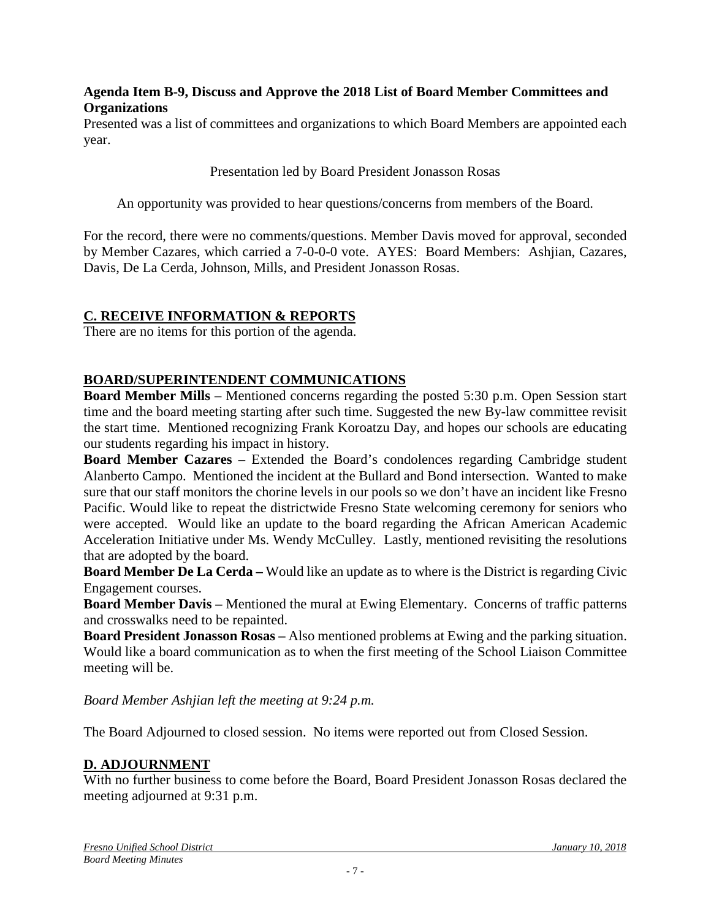**Agenda Item B-9, Discuss and Approve the 2018 List of Board Member Committees and Organizations**

Presented was a list of committees and organizations to which Board Members are appointed each year.

Presentation led by Board President Jonasson Rosas

An opportunity was provided to hear questions/concerns from members of the Board.

For the record, there were no comments/questions. Member Davis moved for approval, seconded by Member Cazares, which carried a 7-0-0-0 vote. AYES: Board Members: Ashjian, Cazares, Davis, De La Cerda, Johnson, Mills, and President Jonasson Rosas.

## C. RECEIVE INFORMATION & REPORTS

There are no items for this portion of the agenda.

## BOARD/SUPERINTENDENT COMMUNICATIONS

**Board Member Mills** – Mentioned concerns regarding the posted 5:30 p.m. Open Session start time and the board meeting starting after such time. Suggested the new By-law committee revisit the start time. Mentioned recognizing Frank Koroatzu Day, and hopes our schools are educating our students regarding his impact in history.

**Board Member Cazares** – Extended the Board's condolences regarding Cambridge student Alanberto Campo. Mentioned the incident at the Bullard and Bond intersection. Wanted to make sure that our staff monitors the chorine levels in our pools so we don't have an incident like Fresno Pacific. Would like to repeat the districtwide Fresno State welcoming ceremony for seniors who were accepted. Would like an update to the board regarding the African American Academic Acceleration Initiative under Ms. Wendy McCulley. Lastly, mentioned revisiting the resolutions that are adopted by the board.

**Board Member De La Cerda –** Would like an update as to where is the District is regarding Civic Engagement courses.

**Board Member Davis –** Mentioned the mural at Ewing Elementary. Concerns of traffic patterns and crosswalks need to be repainted.

**Board President Jonasson Rosas –** Also mentioned problems at Ewing and the parking situation. Would like a board communication as to when the first meeting of the School Liaison Committee meeting will be.

*Board Member Ashjian left the meeting at 9:24 p.m.*

The Board Adjourned to closed session. No items were reported out from Closed Session.

## D. ADJOURNMENT

With no further business to come before the Board, Board President Jonasson Rosas declared the meeting adjourned at 9:31 p.m.